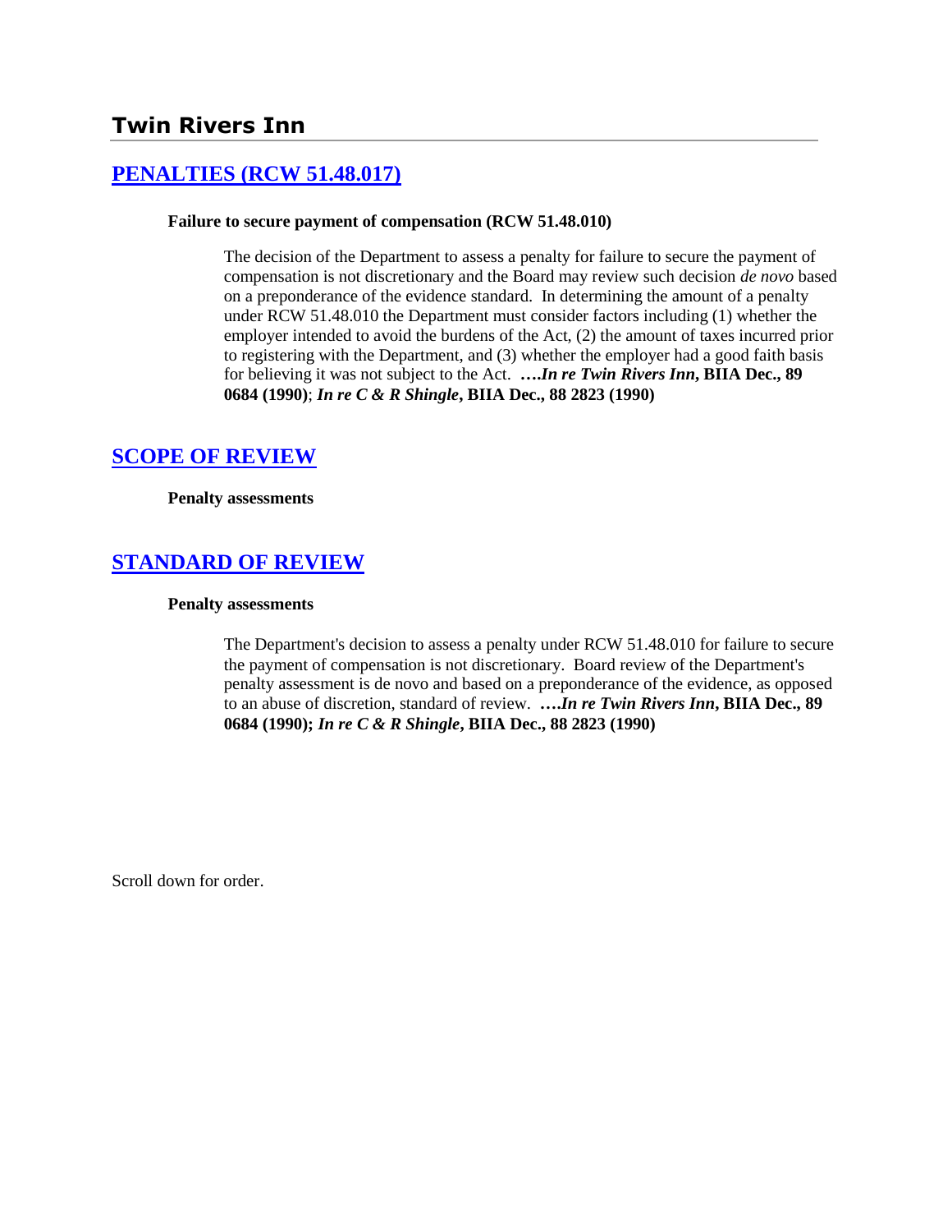# Twin Rivers Inn

## [PENALTIES (RCW 51.48.017)]

**Failure to secure payment of compensation (RCW 51.48.010)**

> The decision of the Department to assess a penalty for failure to secure the payment of compensation is not discretionary and the Board may review such decision *de novo* based on a preponderance of the evidence standard. In determining the amount of a penalty under RCW 51.48.010 the Department must consider factors including (1) whether the employer intended to avoid the burdens of the Act, (2) the amount of taxes incurred prior to registering with the Department, and (3) whether the employer had a good faith basis for believing it was not subject to the Act. ***….In re Twin Rivers Inn*, BIIA Dec., 89 0684 (1990)**; ***In re C & R Shingle*, BIIA Dec., 88 2823 (1990)**

## [SCOPE OF REVIEW]

**Penalty assessments**

## [STANDARD OF REVIEW]

**Penalty assessments**

> The Department's decision to assess a penalty under RCW 51.48.010 for failure to secure the payment of compensation is not discretionary. Board review of the Department's penalty assessment is de novo and based on a preponderance of the evidence, as opposed to an abuse of discretion, standard of review. ***….In re Twin Rivers Inn*, BIIA Dec., 89 0684 (1990); *In re C & R Shingle*, BIIA Dec., 88 2823 (1990)**

Scroll down for order.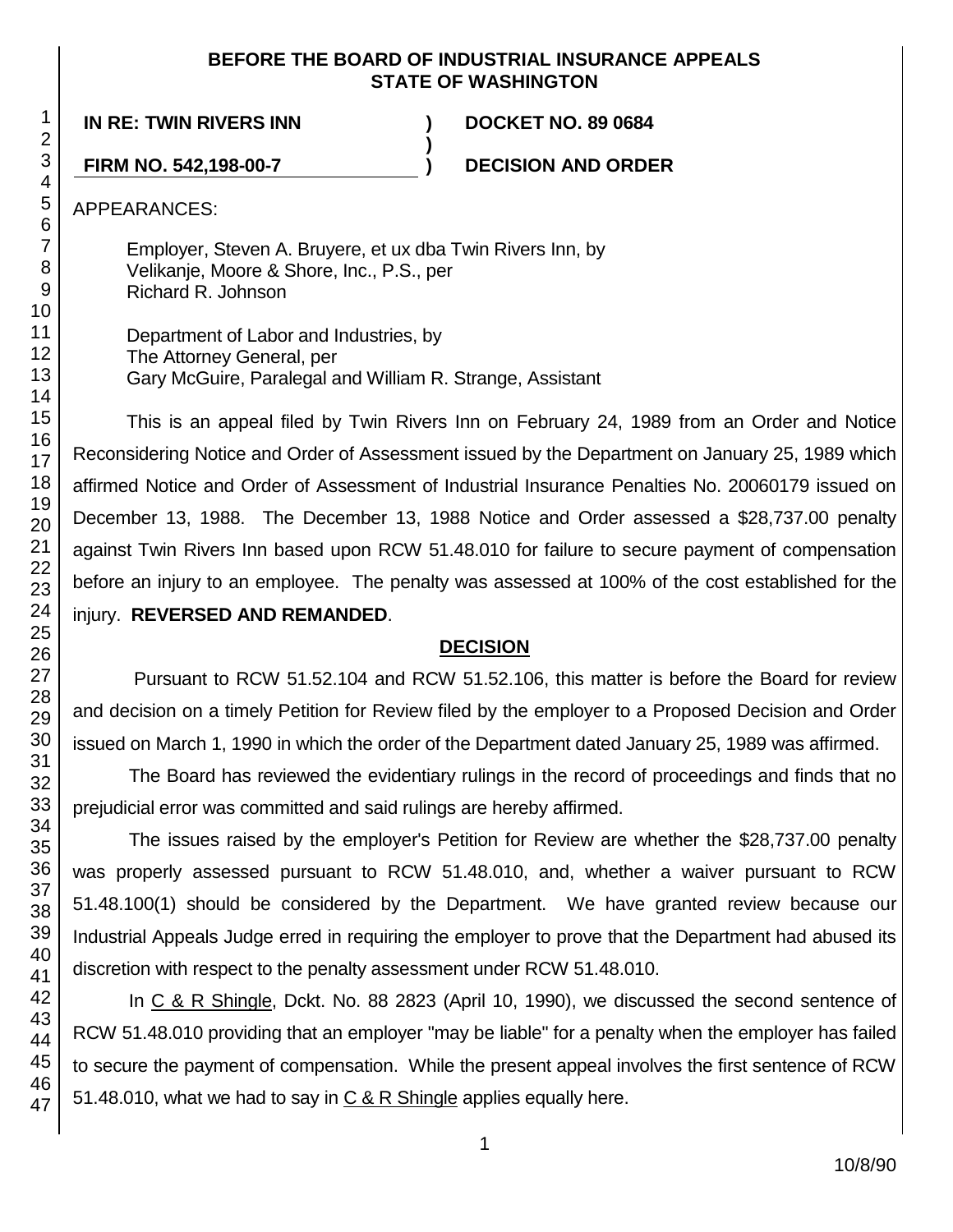**BEFORE THE BOARD OF INDUSTRIAL INSURANCE APPEALS**
**STATE OF WASHINGTON**

| | | |
|---|---|---|
| **IN RE: TWIN RIVERS INN** | **)** | **DOCKET NO. 89 0684** |
| | **)** | |
| **FIRM NO. 542,198-00-7** | **)** | **DECISION AND ORDER** |

APPEARANCES:

Employer, Steven A. Bruyere, et ux dba Twin Rivers Inn, by
Velikanje, Moore & Shore, Inc., P.S., per
Richard R. Johnson

Department of Labor and Industries, by
The Attorney General, per
Gary McGuire, Paralegal and William R. Strange, Assistant

This is an appeal filed by Twin Rivers Inn on February 24, 1989 from an Order and Notice Reconsidering Notice and Order of Assessment issued by the Department on January 25, 1989 which affirmed Notice and Order of Assessment of Industrial Insurance Penalties No. 20060179 issued on December 13, 1988. The December 13, 1988 Notice and Order assessed a $28,737.00 penalty against Twin Rivers Inn based upon RCW 51.48.010 for failure to secure payment of compensation before an injury to an employee. The penalty was assessed at 100% of the cost established for the injury. **REVERSED AND REMANDED**.

## DECISION

Pursuant to RCW 51.52.104 and RCW 51.52.106, this matter is before the Board for review and decision on a timely Petition for Review filed by the employer to a Proposed Decision and Order issued on March 1, 1990 in which the order of the Department dated January 25, 1989 was affirmed.

The Board has reviewed the evidentiary rulings in the record of proceedings and finds that no prejudicial error was committed and said rulings are hereby affirmed.

The issues raised by the employer's Petition for Review are whether the $28,737.00 penalty was properly assessed pursuant to RCW 51.48.010, and, whether a waiver pursuant to RCW 51.48.100(1) should be considered by the Department. We have granted review because our Industrial Appeals Judge erred in requiring the employer to prove that the Department had abused its discretion with respect to the penalty assessment under RCW 51.48.010.

In C & R Shingle, Dckt. No. 88 2823 (April 10, 1990), we discussed the second sentence of RCW 51.48.010 providing that an employer "may be liable" for a penalty when the employer has failed to secure the payment of compensation. While the present appeal involves the first sentence of RCW 51.48.010, what we had to say in C & R Shingle applies equally here.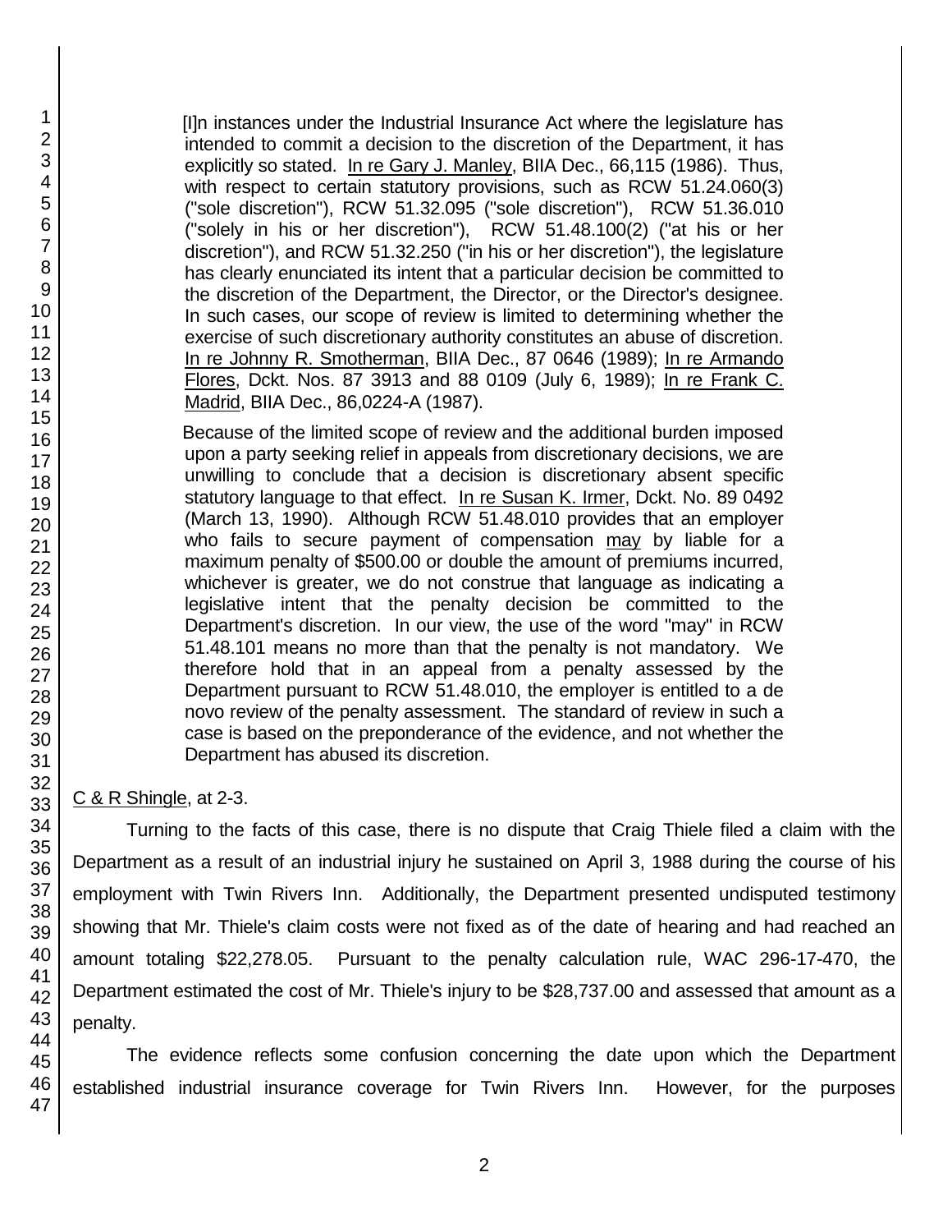> [I]n instances under the Industrial Insurance Act where the legislature has intended to commit a decision to the discretion of the Department, it has explicitly so stated. In re Gary J. Manley, BIIA Dec., 66,115 (1986). Thus, with respect to certain statutory provisions, such as RCW 51.24.060(3) ("sole discretion"), RCW 51.32.095 ("sole discretion"), RCW 51.36.010 ("solely in his or her discretion"), RCW 51.48.100(2) ("at his or her discretion"), and RCW 51.32.250 ("in his or her discretion"), the legislature has clearly enunciated its intent that a particular decision be committed to the discretion of the Department, the Director, or the Director's designee. In such cases, our scope of review is limited to determining whether the exercise of such discretionary authority constitutes an abuse of discretion. In re Johnny R. Smotherman, BIIA Dec., 87 0646 (1989); In re Armando Flores, Dckt. Nos. 87 3913 and 88 0109 (July 6, 1989); In re Frank C. Madrid, BIIA Dec., 86,0224-A (1987).
>
> Because of the limited scope of review and the additional burden imposed upon a party seeking relief in appeals from discretionary decisions, we are unwilling to conclude that a decision is discretionary absent specific statutory language to that effect. In re Susan K. Irmer, Dckt. No. 89 0492 (March 13, 1990). Although RCW 51.48.010 provides that an employer who fails to secure payment of compensation may by liable for a maximum penalty of $500.00 or double the amount of premiums incurred, whichever is greater, we do not construe that language as indicating a legislative intent that the penalty decision be committed to the Department's discretion. In our view, the use of the word "may" in RCW 51.48.101 means no more than that the penalty is not mandatory. We therefore hold that in an appeal from a penalty assessed by the Department pursuant to RCW 51.48.010, the employer is entitled to a de novo review of the penalty assessment. The standard of review in such a case is based on the preponderance of the evidence, and not whether the Department has abused its discretion.

C & R Shingle, at 2-3.

Turning to the facts of this case, there is no dispute that Craig Thiele filed a claim with the Department as a result of an industrial injury he sustained on April 3, 1988 during the course of his employment with Twin Rivers Inn. Additionally, the Department presented undisputed testimony showing that Mr. Thiele's claim costs were not fixed as of the date of hearing and had reached an amount totaling $22,278.05. Pursuant to the penalty calculation rule, WAC 296-17-470, the Department estimated the cost of Mr. Thiele's injury to be $28,737.00 and assessed that amount as a penalty.

The evidence reflects some confusion concerning the date upon which the Department established industrial insurance coverage for Twin Rivers Inn. However, for the purposes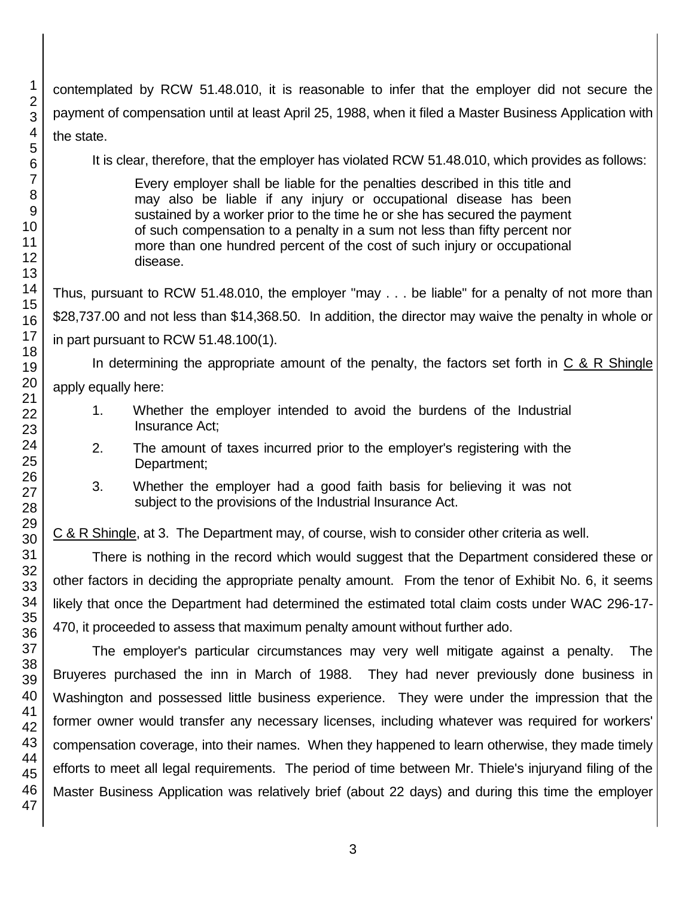contemplated by RCW 51.48.010, it is reasonable to infer that the employer did not secure the payment of compensation until at least April 25, 1988, when it filed a Master Business Application with the state.

It is clear, therefore, that the employer has violated RCW 51.48.010, which provides as follows:

> Every employer shall be liable for the penalties described in this title and may also be liable if any injury or occupational disease has been sustained by a worker prior to the time he or she has secured the payment of such compensation to a penalty in a sum not less than fifty percent nor more than one hundred percent of the cost of such injury or occupational disease.

Thus, pursuant to RCW 51.48.010, the employer "may . . . be liable" for a penalty of not more than $28,737.00 and not less than $14,368.50. In addition, the director may waive the penalty in whole or in part pursuant to RCW 51.48.100(1).

In determining the appropriate amount of the penalty, the factors set forth in C & R Shingle apply equally here:

> 1. Whether the employer intended to avoid the burdens of the Industrial Insurance Act;
> 2. The amount of taxes incurred prior to the employer's registering with the Department;
> 3. Whether the employer had a good faith basis for believing it was not subject to the provisions of the Industrial Insurance Act.

C & R Shingle, at 3. The Department may, of course, wish to consider other criteria as well.

There is nothing in the record which would suggest that the Department considered these or other factors in deciding the appropriate penalty amount. From the tenor of Exhibit No. 6, it seems likely that once the Department had determined the estimated total claim costs under WAC 296-17-470, it proceeded to assess that maximum penalty amount without further ado.

The employer's particular circumstances may very well mitigate against a penalty. The Bruyeres purchased the inn in March of 1988. They had never previously done business in Washington and possessed little business experience. They were under the impression that the former owner would transfer any necessary licenses, including whatever was required for workers' compensation coverage, into their names. When they happened to learn otherwise, they made timely efforts to meet all legal requirements. The period of time between Mr. Thiele's injuryand filing of the Master Business Application was relatively brief (about 22 days) and during this time the employer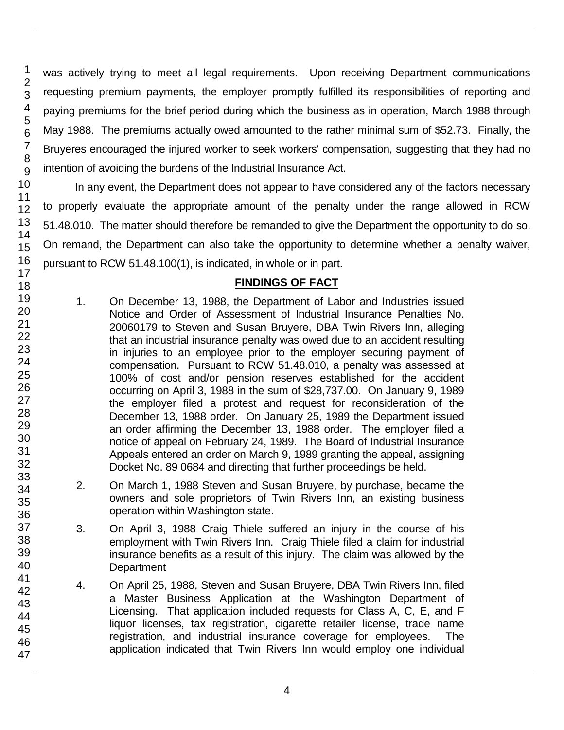was actively trying to meet all legal requirements. Upon receiving Department communications requesting premium payments, the employer promptly fulfilled its responsibilities of reporting and paying premiums for the brief period during which the business as in operation, March 1988 through May 1988. The premiums actually owed amounted to the rather minimal sum of $52.73. Finally, the Bruyeres encouraged the injured worker to seek workers' compensation, suggesting that they had no intention of avoiding the burdens of the Industrial Insurance Act.

In any event, the Department does not appear to have considered any of the factors necessary to properly evaluate the appropriate amount of the penalty under the range allowed in RCW 51.48.010. The matter should therefore be remanded to give the Department the opportunity to do so. On remand, the Department can also take the opportunity to determine whether a penalty waiver, pursuant to RCW 51.48.100(1), is indicated, in whole or in part.

## FINDINGS OF FACT

1. On December 13, 1988, the Department of Labor and Industries issued Notice and Order of Assessment of Industrial Insurance Penalties No. 20060179 to Steven and Susan Bruyere, DBA Twin Rivers Inn, alleging that an industrial insurance penalty was owed due to an accident resulting in injuries to an employee prior to the employer securing payment of compensation. Pursuant to RCW 51.48.010, a penalty was assessed at 100% of cost and/or pension reserves established for the accident occurring on April 3, 1988 in the sum of $28,737.00. On January 9, 1989 the employer filed a protest and request for reconsideration of the December 13, 1988 order. On January 25, 1989 the Department issued an order affirming the December 13, 1988 order. The employer filed a notice of appeal on February 24, 1989. The Board of Industrial Insurance Appeals entered an order on March 9, 1989 granting the appeal, assigning Docket No. 89 0684 and directing that further proceedings be held.

2. On March 1, 1988 Steven and Susan Bruyere, by purchase, became the owners and sole proprietors of Twin Rivers Inn, an existing business operation within Washington state.

3. On April 3, 1988 Craig Thiele suffered an injury in the course of his employment with Twin Rivers Inn. Craig Thiele filed a claim for industrial insurance benefits as a result of this injury. The claim was allowed by the Department

4. On April 25, 1988, Steven and Susan Bruyere, DBA Twin Rivers Inn, filed a Master Business Application at the Washington Department of Licensing. That application included requests for Class A, C, E, and F liquor licenses, tax registration, cigarette retailer license, trade name registration, and industrial insurance coverage for employees. The application indicated that Twin Rivers Inn would employ one individual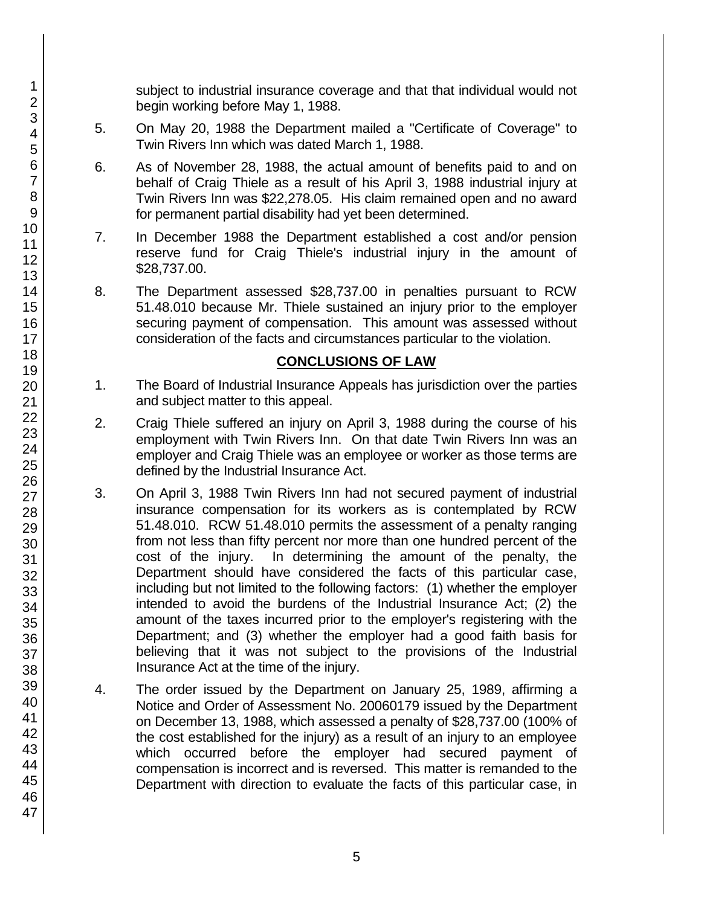subject to industrial insurance coverage and that that individual would not begin working before May 1, 1988.

5. On May 20, 1988 the Department mailed a "Certificate of Coverage" to Twin Rivers Inn which was dated March 1, 1988.

6. As of November 28, 1988, the actual amount of benefits paid to and on behalf of Craig Thiele as a result of his April 3, 1988 industrial injury at Twin Rivers Inn was $22,278.05. His claim remained open and no award for permanent partial disability had yet been determined.

7. In December 1988 the Department established a cost and/or pension reserve fund for Craig Thiele's industrial injury in the amount of $28,737.00.

8. The Department assessed $28,737.00 in penalties pursuant to RCW 51.48.010 because Mr. Thiele sustained an injury prior to the employer securing payment of compensation. This amount was assessed without consideration of the facts and circumstances particular to the violation.

## CONCLUSIONS OF LAW

1. The Board of Industrial Insurance Appeals has jurisdiction over the parties and subject matter to this appeal.

2. Craig Thiele suffered an injury on April 3, 1988 during the course of his employment with Twin Rivers Inn. On that date Twin Rivers Inn was an employer and Craig Thiele was an employee or worker as those terms are defined by the Industrial Insurance Act.

3. On April 3, 1988 Twin Rivers Inn had not secured payment of industrial insurance compensation for its workers as is contemplated by RCW 51.48.010. RCW 51.48.010 permits the assessment of a penalty ranging from not less than fifty percent nor more than one hundred percent of the cost of the injury. In determining the amount of the penalty, the Department should have considered the facts of this particular case, including but not limited to the following factors: (1) whether the employer intended to avoid the burdens of the Industrial Insurance Act; (2) the amount of the taxes incurred prior to the employer's registering with the Department; and (3) whether the employer had a good faith basis for believing that it was not subject to the provisions of the Industrial Insurance Act at the time of the injury.

4. The order issued by the Department on January 25, 1989, affirming a Notice and Order of Assessment No. 20060179 issued by the Department on December 13, 1988, which assessed a penalty of $28,737.00 (100% of the cost established for the injury) as a result of an injury to an employee which occurred before the employer had secured payment of compensation is incorrect and is reversed. This matter is remanded to the Department with direction to evaluate the facts of this particular case, in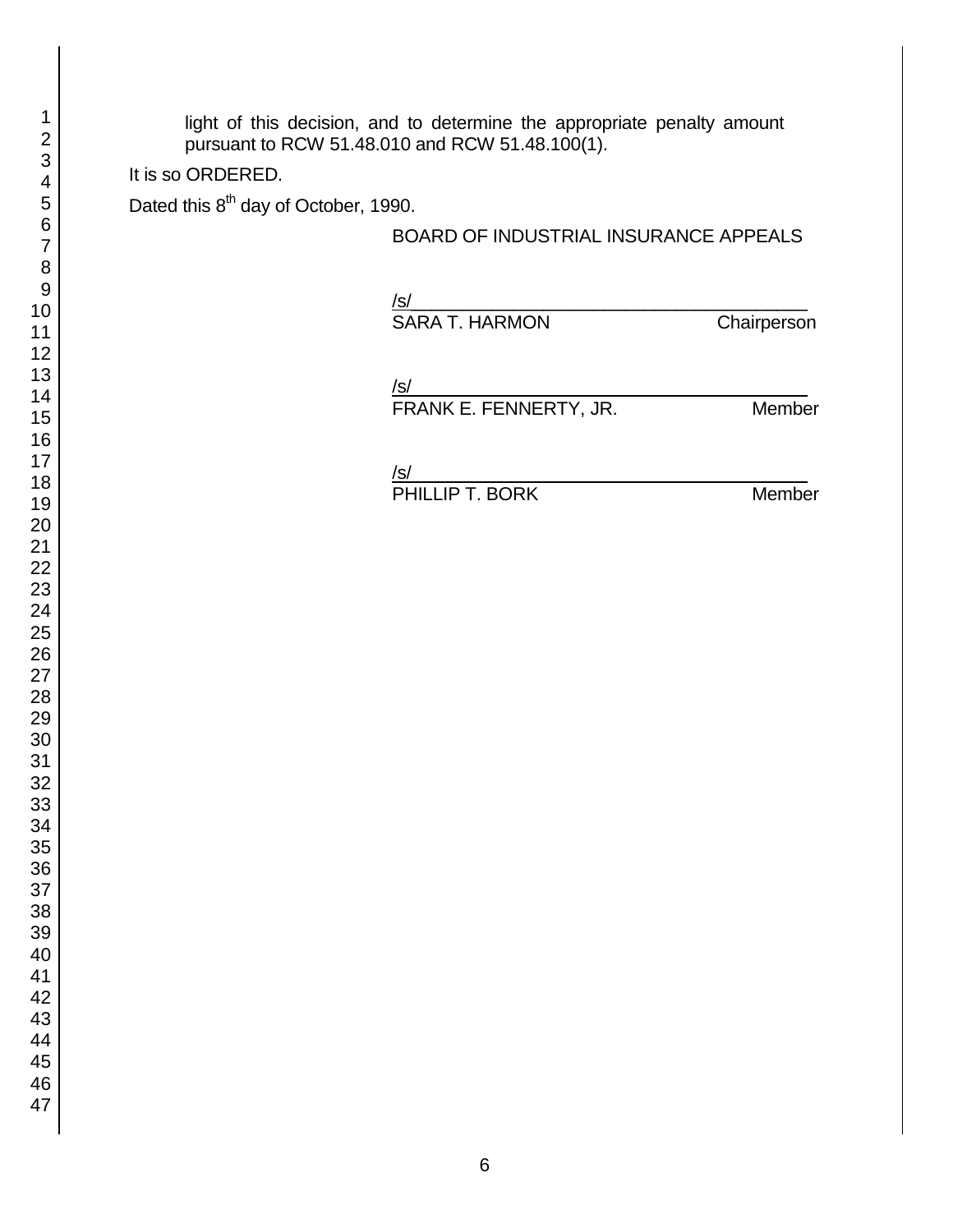light of this decision, and to determine the appropriate penalty amount pursuant to RCW 51.48.010 and RCW 51.48.100(1).

It is so ORDERED.

Dated this 8th day of October, 1990.

BOARD OF INDUSTRIAL INSURANCE APPEALS

/s/
SARA T. HARMON — Chairperson

/s/
FRANK E. FENNERTY, JR. — Member

/s/
PHILLIP T. BORK — Member